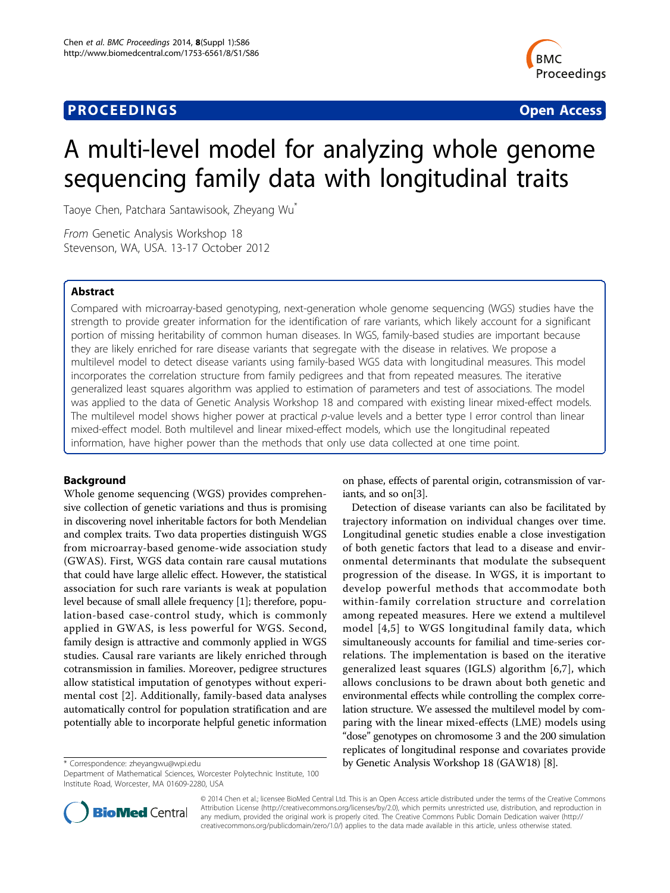**PROCEEDINGS** **Open Access**

# A multi-level model for analyzing whole genome sequencing family data with longitudinal traits

Taoye Chen, Patchara Santawisook, Zheyang Wu*

*From* Genetic Analysis Workshop 18
Stevenson, WA, USA. 13-17 October 2012

## Abstract

Compared with microarray-based genotyping, next-generation whole genome sequencing (WGS) studies have the strength to provide greater information for the identification of rare variants, which likely account for a significant portion of missing heritability of common human diseases. In WGS, family-based studies are important because they are likely enriched for rare disease variants that segregate with the disease in relatives. We propose a multilevel model to detect disease variants using family-based WGS data with longitudinal measures. This model incorporates the correlation structure from family pedigrees and that from repeated measures. The iterative generalized least squares algorithm was applied to estimation of parameters and test of associations. The model was applied to the data of Genetic Analysis Workshop 18 and compared with existing linear mixed-effect models. The multilevel model shows higher power at practical *p*-value levels and a better type I error control than linear mixed-effect model. Both multilevel and linear mixed-effect models, which use the longitudinal repeated information, have higher power than the methods that only use data collected at one time point.

## Background

Whole genome sequencing (WGS) provides comprehensive collection of genetic variations and thus is promising in discovering novel inheritable factors for both Mendelian and complex traits. Two data properties distinguish WGS from microarray-based genome-wide association study (GWAS). First, WGS data contain rare causal mutations that could have large allelic effect. However, the statistical association for such rare variants is weak at population level because of small allele frequency [1]; therefore, population-based case-control study, which is commonly applied in GWAS, is less powerful for WGS. Second, family design is attractive and commonly applied in WGS studies. Causal rare variants are likely enriched through cotransmission in families. Moreover, pedigree structures allow statistical imputation of genotypes without experimental cost [2]. Additionally, family-based data analyses automatically control for population stratification and are potentially able to incorporate helpful genetic information on phase, effects of parental origin, cotransmission of variants, and so on[3].

Detection of disease variants can also be facilitated by trajectory information on individual changes over time. Longitudinal genetic studies enable a close investigation of both genetic factors that lead to a disease and environmental determinants that modulate the subsequent progression of the disease. In WGS, it is important to develop powerful methods that accommodate both within-family correlation structure and correlation among repeated measures. Here we extend a multilevel model [4,5] to WGS longitudinal family data, which simultaneously accounts for familial and time-series correlations. The implementation is based on the iterative generalized least squares (IGLS) algorithm [6,7], which allows conclusions to be drawn about both genetic and environmental effects while controlling the complex correlation structure. We assessed the multilevel model by comparing with the linear mixed-effects (LME) models using "dose" genotypes on chromosome 3 and the 200 simulation replicates of longitudinal response and covariates provide by Genetic Analysis Workshop 18 (GAW18) [8].

* Correspondence: zheyangwu@wpi.edu
Department of Mathematical Sciences, Worcester Polytechnic Institute, 100 Institute Road, Worcester, MA 01609-2280, USA

© 2014 Chen et al.; licensee BioMed Central Ltd. This is an Open Access article distributed under the terms of the Creative Commons Attribution License (http://creativecommons.org/licenses/by/2.0), which permits unrestricted use, distribution, and reproduction in any medium, provided the original work is properly cited. The Creative Commons Public Domain Dedication waiver (http://creativecommons.org/publicdomain/zero/1.0/) applies to the data made available in this article, unless otherwise stated.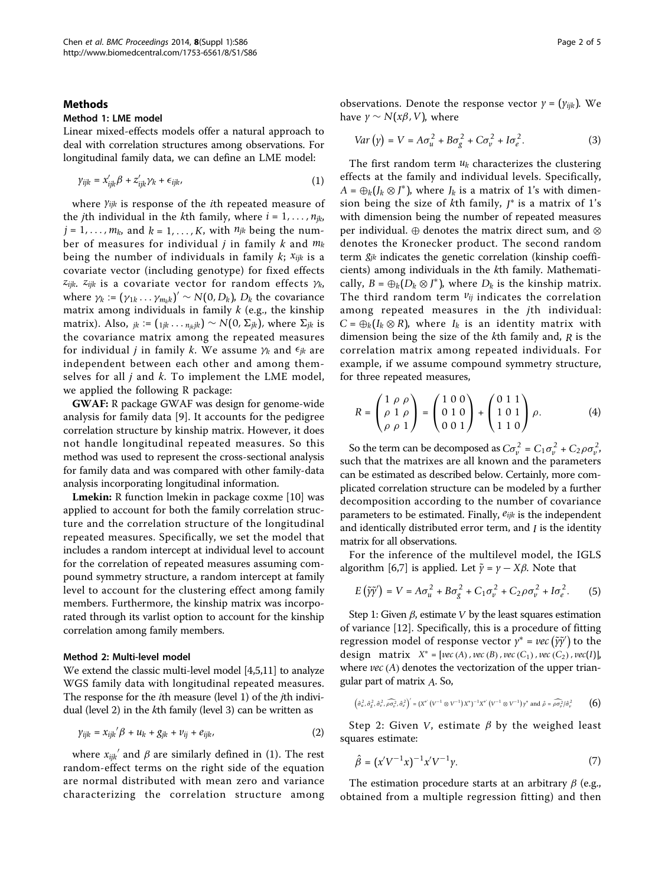## Methods

### Method 1: LME model

Linear mixed-effects models offer a natural approach to deal with correlation structures among observations. For longitudinal family data, we can define an LME model:

$$y_{ijk} = x'_{ijk}\beta + z'_{ijk}\gamma_k + \epsilon_{ijk}, \tag{1}$$

where $y_{ijk}$ is response of the $i$th repeated measure of the $j$th individual in the $k$th family, where $i = 1, \ldots, n_{jk}$, $j = 1, \ldots, m_k$, and $k = 1, \ldots, K$, with $n_{jk}$ being the number of measures for individual $j$ in family $k$ and $m_k$ being the number of individuals in family $k$; $x_{ijk}$ is a covariate vector (including genotype) for fixed effects $z_{ijk}$. $z_{ijk}$ is a covariate vector for random effects $\gamma_k$, where $\gamma_k := (\gamma_{1k} \ldots \gamma_{m_k k})' \sim N(0, D_k)$, $D_k$ the covariance matrix among individuals in family $k$ (e.g., the kinship matrix). Also, $_{jk} := (_{1jk} \ldots _{n_{jk}jk}) \sim N(0, \Sigma_{jk})$, where $\Sigma_{jk}$ is the covariance matrix among the repeated measures for individual $j$ in family $k$. We assume $\gamma_k$ and $\epsilon_{jk}$ are independent between each other and among themselves for all $j$ and $k$. To implement the LME model, we applied the following R package:

**GWAF:** R package GWAF was design for genome-wide analysis for family data [9]. It accounts for the pedigree correlation structure by kinship matrix. However, it does not handle longitudinal repeated measures. So this method was used to represent the cross-sectional analysis for family data and was compared with other family-data analysis incorporating longitudinal information.

**Lmekin:** R function lmekin in package coxme [10] was applied to account for both the family correlation structure and the correlation structure of the longitudinal repeated measures. Specifically, we set the model that includes a random intercept at individual level to account for the correlation of repeated measures assuming compound symmetry structure, a random intercept at family level to account for the clustering effect among family members. Furthermore, the kinship matrix was incorporated through its varlist option to account for the kinship correlation among family members.

### Method 2: Multi-level model

We extend the classic multi-level model [4,5,11] to analyze WGS family data with longitudinal repeated measures. The response for the $i$th measure (level 1) of the $j$th individual (level 2) in the $k$th family (level 3) can be written as

$$y_{ijk} = {x_{ijk}}'\beta + u_k + g_{jk} + v_{ij} + e_{ijk}, \tag{2}$$

where ${x_{ijk}}'$ and $\beta$ are similarly defined in (1). The rest random-effect terms on the right side of the equation are normal distributed with mean zero and variance characterizing the correlation structure among observations. Denote the response vector $y = (y_{ijk})$. We have $y \sim N(x\beta, V)$, where

$$Var(y) = V = A\sigma_u^2 + B\sigma_g^2 + C\sigma_v^2 + I\sigma_e^2. \tag{3}$$

The first random term $u_k$ characterizes the clustering effects at the family and individual levels. Specifically, $A = \oplus_k(J_k \otimes J^*)$, where $J_k$ is a matrix of 1's with dimension being the size of $k$th family, $J^*$ is a matrix of 1's with dimension being the number of repeated measures per individual. $\oplus$ denotes the matrix direct sum, and $\otimes$ denotes the Kronecker product. The second random term $g_{jk}$ indicates the genetic correlation (kinship coefficients) among individuals in the $k$th family. Mathematically, $B = \oplus_k(D_k \otimes J^*)$, where $D_k$ is the kinship matrix. The third random term $v_{ij}$ indicates the correlation among repeated measures in the $j$th individual: $C = \oplus_k(I_k \otimes R)$, where $I_k$ is an identity matrix with dimension being the size of the $k$th family and, $R$ is the correlation matrix among repeated individuals. For example, if we assume compound symmetry structure, for three repeated measures,

$$R = \begin{pmatrix} 1 & \rho & \rho \\ \rho & 1 & \rho \\ \rho & \rho & 1 \end{pmatrix} = \begin{pmatrix} 1 & 0 & 0 \\ 0 & 1 & 0 \\ 0 & 0 & 1 \end{pmatrix} + \begin{pmatrix} 0 & 1 & 1 \\ 1 & 0 & 1 \\ 1 & 1 & 0 \end{pmatrix}\rho. \tag{4}$$

So the term can be decomposed as $C\sigma_v^2 = C_1\sigma_v^2 + C_2\rho\sigma_v^2$, such that the matrixes are all known and the parameters can be estimated as described below. Certainly, more complicated correlation structure can be modeled by a further decomposition according to the number of covariance parameters to be estimated. Finally, $e_{ijk}$ is the independent and identically distributed error term, and $I$ is the identity matrix for all observations.

For the inference of the multilevel model, the IGLS algorithm [6,7] is applied. Let $\tilde{y} = y - X\beta$. Note that

$$E(\tilde{y}\tilde{y}') = V = A\sigma_u^2 + B\sigma_g^2 + C_1\sigma_v^2 + C_2\rho\sigma_v^2 + I\sigma_e^2. \tag{5}$$

Step 1: Given $\beta$, estimate $V$ by the least squares estimation of variance [12]. Specifically, this is a procedure of fitting regression model of response vector $y^* = vec(\tilde{y}\tilde{y}')$ to the design matrix $X^* = [vec(A), vec(B), vec(C_1), vec(C_2), vec(I)]$, where $vec(A)$ denotes the vectorization of the upper triangular part of matrix $A$. So,

$$\left(\hat{\sigma}_u^2, \hat{\sigma}_g^2, \hat{\sigma}_v^2, \widehat{\rho\sigma_v^2}, \hat{\sigma}_e^2\right)' = \left(X^{*'}\left(V^{-1} \otimes V^{-1}\right)X^*\right)^{-1} X^{*'}\left(V^{-1} \otimes V^{-1}\right)y^* \text{ and } \hat{\rho} = \widehat{\rho\sigma_v^2}/\hat{\sigma}_v^2 \tag{6}$$

Step 2: Given $V$, estimate $\beta$ by the weighed least squares estimate:

$$\hat{\beta} = (x'V^{-1}x)^{-1}x'V^{-1}y. \tag{7}$$

The estimation procedure starts at an arbitrary $\beta$ (e.g., obtained from a multiple regression fitting) and then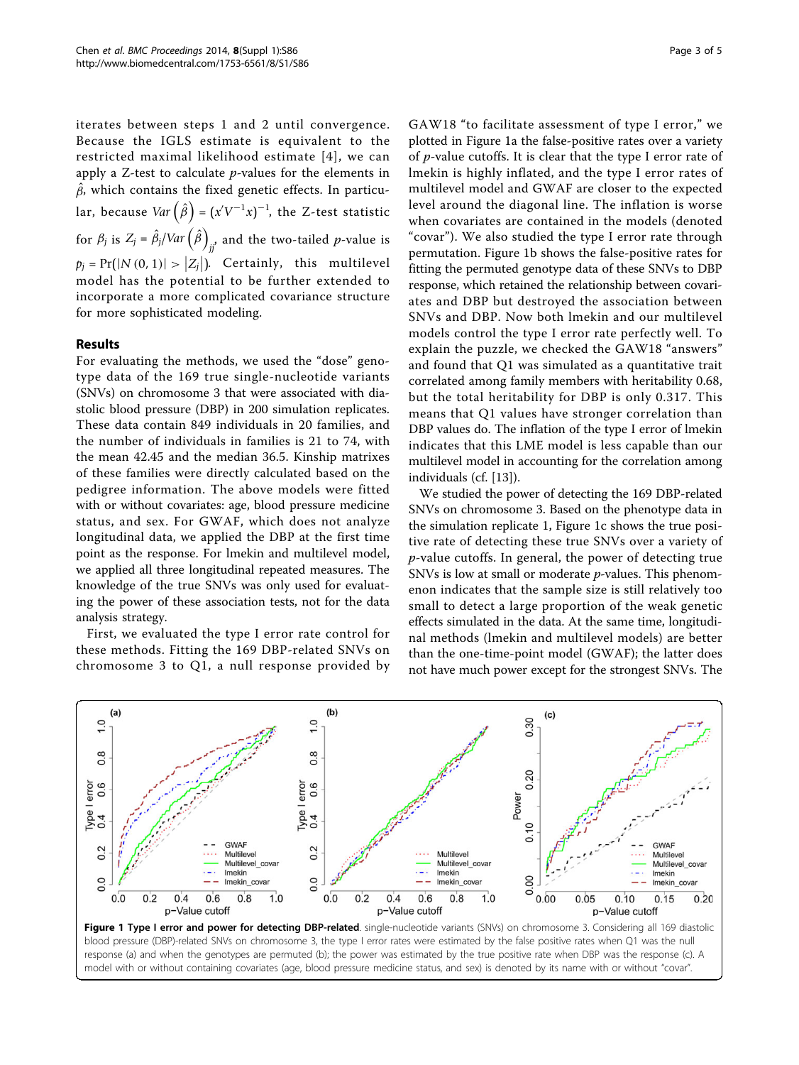iterates between steps 1 and 2 until convergence. Because the IGLS estimate is equivalent to the restricted maximal likelihood estimate [4], we can apply a Z-test to calculate $p$-values for the elements in $\hat{\beta}$, which contains the fixed genetic effects. In particular, because $Var\left(\hat{\beta}\right) = \left(x'V^{-1}x\right)^{-1}$, the Z-test statistic for $\beta_j$ is $Z_j = \hat{\beta}_j / Var\left(\hat{\beta}\right)_{jj}$, and the two-tailed $p$-value is $p_j = \Pr\left(|N(0,1)| > |Z_j|\right)$. Certainly, this multilevel model has the potential to be further extended to incorporate a more complicated covariance structure for more sophisticated modeling.

## Results

For evaluating the methods, we used the "dose" genotype data of the 169 true single-nucleotide variants (SNVs) on chromosome 3 that were associated with diastolic blood pressure (DBP) in 200 simulation replicates. These data contain 849 individuals in 20 families, and the number of individuals in families is 21 to 74, with the mean 42.45 and the median 36.5. Kinship matrixes of these families were directly calculated based on the pedigree information. The above models were fitted with or without covariates: age, blood pressure medicine status, and sex. For GWAF, which does not analyze longitudinal data, we applied the DBP at the first time point as the response. For lmekin and multilevel model, we applied all three longitudinal repeated measures. The knowledge of the true SNVs was only used for evaluating the power of these association tests, not for the data analysis strategy.

First, we evaluated the type I error rate control for these methods. Fitting the 169 DBP-related SNVs on chromosome 3 to Q1, a null response provided by GAW18 "to facilitate assessment of type I error," we plotted in Figure 1a the false-positive rates over a variety of $p$-value cutoffs. It is clear that the type I error rate of lmekin is highly inflated, and the type I error rates of multilevel model and GWAF are closer to the expected level around the diagonal line. The inflation is worse when covariates are contained in the models (denoted "covar"). We also studied the type I error rate through permutation. Figure 1b shows the false-positive rates for fitting the permuted genotype data of these SNVs to DBP response, which retained the relationship between covariates and DBP but destroyed the association between SNVs and DBP. Now both lmekin and our multilevel models control the type I error rate perfectly well. To explain the puzzle, we checked the GAW18 "answers" and found that Q1 was simulated as a quantitative trait correlated among family members with heritability 0.68, but the total heritability for DBP is only 0.317. This means that Q1 values have stronger correlation than DBP values do. The inflation of the type I error of lmekin indicates that this LME model is less capable than our multilevel model in accounting for the correlation among individuals (cf. [13]).

We studied the power of detecting the 169 DBP-related SNVs on chromosome 3. Based on the phenotype data in the simulation replicate 1, Figure 1c shows the true positive rate of detecting these true SNVs over a variety of $p$-value cutoffs. In general, the power of detecting true SNVs is low at small or moderate $p$-values. This phenomenon indicates that the sample size is still relatively too small to detect a large proportion of the weak genetic effects simulated in the data. At the same time, longitudinal methods (lmekin and multilevel models) are better than the one-time-point model (GWAF); the latter does not have much power except for the strongest SNVs. The

**Figure 1 Type I error and power for detecting DBP-related**. single-nucleotide variants (SNVs) on chromosome 3. Considering all 169 diastolic blood pressure (DBP)-related SNVs on chromosome 3, the type I error rates were estimated by the false positive rates when Q1 was the null response (a) and when the genotypes are permuted (b); the power was estimated by the true positive rate when DBP was the response (c). A model with or without containing covariates (age, blood pressure medicine status, and sex) is denoted by its name with or without "covar".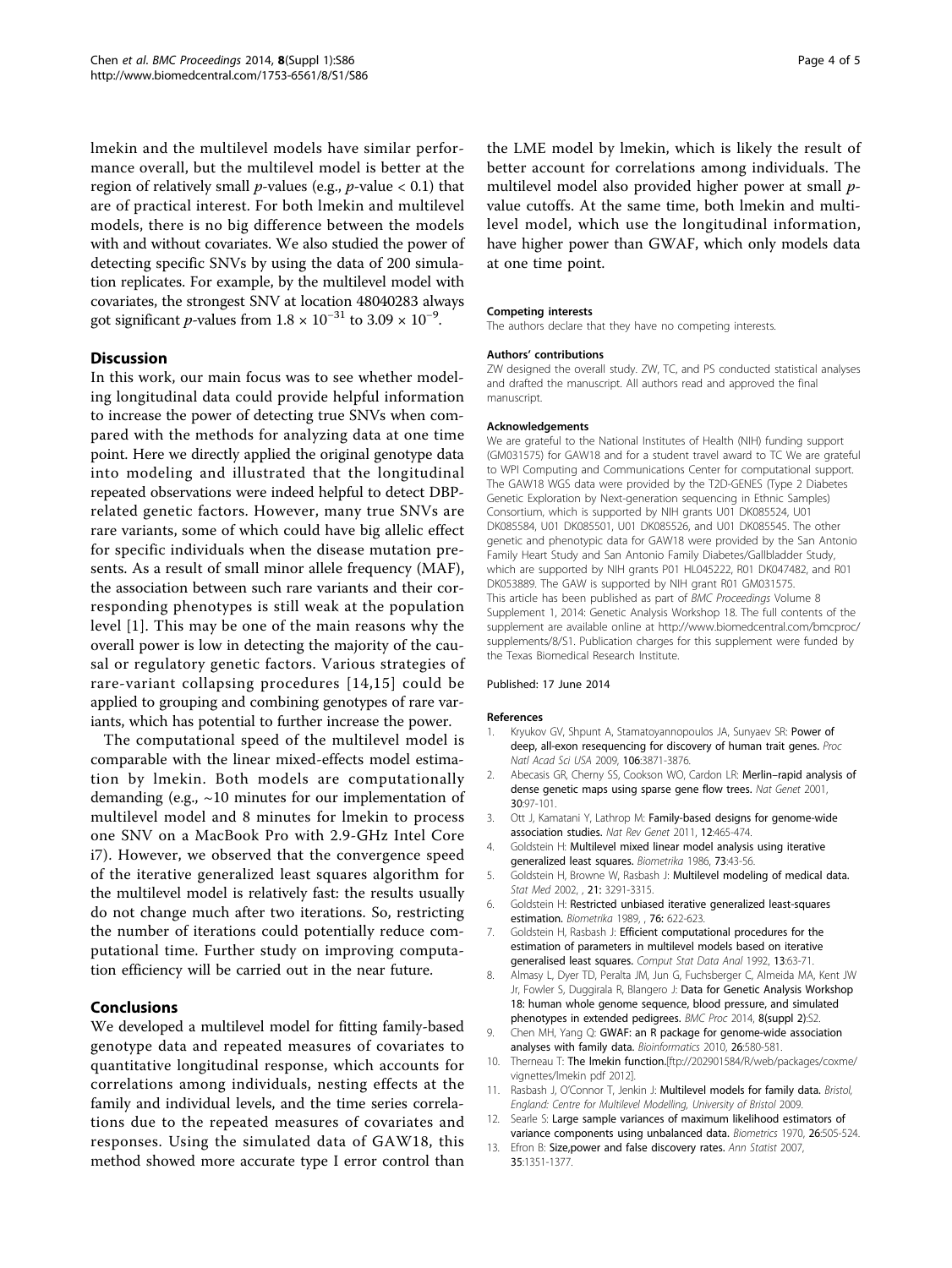lmekin and the multilevel models have similar performance overall, but the multilevel model is better at the region of relatively small $p$-values (e.g., $p$-value < 0.1) that are of practical interest. For both lmekin and multilevel models, there is no big difference between the models with and without covariates. We also studied the power of detecting specific SNVs by using the data of 200 simulation replicates. For example, by the multilevel model with covariates, the strongest SNV at location 48040283 always got significant $p$-values from $1.8 \times 10^{-31}$ to $3.09 \times 10^{-9}$.

## Discussion

In this work, our main focus was to see whether modeling longitudinal data could provide helpful information to increase the power of detecting true SNVs when compared with the methods for analyzing data at one time point. Here we directly applied the original genotype data into modeling and illustrated that the longitudinal repeated observations were indeed helpful to detect DBP-related genetic factors. However, many true SNVs are rare variants, some of which could have big allelic effect for specific individuals when the disease mutation presents. As a result of small minor allele frequency (MAF), the association between such rare variants and their corresponding phenotypes is still weak at the population level [1]. This may be one of the main reasons why the overall power is low in detecting the majority of the causal or regulatory genetic factors. Various strategies of rare-variant collapsing procedures [14,15] could be applied to grouping and combining genotypes of rare variants, which has potential to further increase the power.

The computational speed of the multilevel model is comparable with the linear mixed-effects model estimation by lmekin. Both models are computationally demanding (e.g., ~10 minutes for our implementation of multilevel model and 8 minutes for lmekin to process one SNV on a MacBook Pro with 2.9-GHz Intel Core i7). However, we observed that the convergence speed of the iterative generalized least squares algorithm for the multilevel model is relatively fast: the results usually do not change much after two iterations. So, restricting the number of iterations could potentially reduce computational time. Further study on improving computation efficiency will be carried out in the near future.

## Conclusions

We developed a multilevel model for fitting family-based genotype data and repeated measures of covariates to quantitative longitudinal response, which accounts for correlations among individuals, nesting effects at the family and individual levels, and the time series correlations due to the repeated measures of covariates and responses. Using the simulated data of GAW18, this method showed more accurate type I error control than the LME model by lmekin, which is likely the result of better account for correlations among individuals. The multilevel model also provided higher power at small $p$-value cutoffs. At the same time, both lmekin and multilevel model, which use the longitudinal information, have higher power than GWAF, which only models data at one time point.

#### Competing interests

The authors declare that they have no competing interests.

#### Authors' contributions

ZW designed the overall study. ZW, TC, and PS conducted statistical analyses and drafted the manuscript. All authors read and approved the final manuscript.

#### Acknowledgements

We are grateful to the National Institutes of Health (NIH) funding support (GM031575) for GAW18 and for a student travel award to TC We are grateful to WPI Computing and Communications Center for computational support. The GAW18 WGS data were provided by the T2D-GENES (Type 2 Diabetes Genetic Exploration by Next-generation sequencing in Ethnic Samples) Consortium, which is supported by NIH grants U01 DK085524, U01 DK085584, U01 DK085501, U01 DK085526, and U01 DK085545. The other genetic and phenotypic data for GAW18 were provided by the San Antonio Family Heart Study and San Antonio Family Diabetes/Gallbladder Study, which are supported by NIH grants P01 HL045222, R01 DK047482, and R01 DK053889. The GAW is supported by NIH grant R01 GM031575.

This article has been published as part of *BMC Proceedings* Volume 8 Supplement 1, 2014: Genetic Analysis Workshop 18. The full contents of the supplement are available online at http://www.biomedcentral.com/bmcproc/supplements/8/S1. Publication charges for this supplement were funded by the Texas Biomedical Research Institute.

Published: 17 June 2014

#### References

1. Kryukov GV, Shpunt A, Stamatoyannopoulos JA, Sunyaev SR: **Power of deep, all-exon resequencing for discovery of human trait genes.** *Proc Natl Acad Sci USA* 2009, **106**:3871-3876.
2. Abecasis GR, Cherny SS, Cookson WO, Cardon LR: **Merlin–rapid analysis of dense genetic maps using sparse gene flow trees.** *Nat Genet* 2001, **30**:97-101.
3. Ott J, Kamatani Y, Lathrop M: **Family-based designs for genome-wide association studies.** *Nat Rev Genet* 2011, **12**:465-474.
4. Goldstein H: **Multilevel mixed linear model analysis using iterative generalized least squares.** *Biometrika* 1986, **73**:43-56.
5. Goldstein H, Browne W, Rasbash J: **Multilevel modeling of medical data.** *Stat Med* 2002, , **21**: 3291-3315.
6. Goldstein H: **Restricted unbiased iterative generalized least-squares estimation.** *Biometrika* 1989, , **76**: 622-623.
7. Goldstein H, Rasbash J: **Efficient computational procedures for the estimation of parameters in multilevel models based on iterative generalised least squares.** *Comput Stat Data Anal* 1992, **13**:63-71.
8. Almasy L, Dyer TD, Peralta JM, Jun G, Fuchsberger C, Almeida MA, Kent JW Jr, Fowler S, Duggirala R, Blangero J: **Data for Genetic Analysis Workshop 18: human whole genome sequence, blood pressure, and simulated phenotypes in extended pedigrees.** *BMC Proc* 2014, **8**(suppl 2):S2.
9. Chen MH, Yang Q: **GWAF: an R package for genome-wide association analyses with family data.** *Bioinformatics* 2010, **26**:580-581.
10. Therneau T: **The lmekin function.**[ftp://202901584/R/web/packages/coxme/vignettes/lmekin pdf 2012].
11. Rasbash J, O'Connor T, Jenkin J: **Multilevel models for family data.** *Bristol, England: Centre for Multilevel Modelling, University of Bristol* 2009.
12. Searle S: **Large sample variances of maximum likelihood estimators of variance components using unbalanced data.** *Biometrics* 1970, **26**:505-524.
13. Efron B: **Size,power and false discovery rates.** *Ann Statist* 2007, **35**:1351-1377.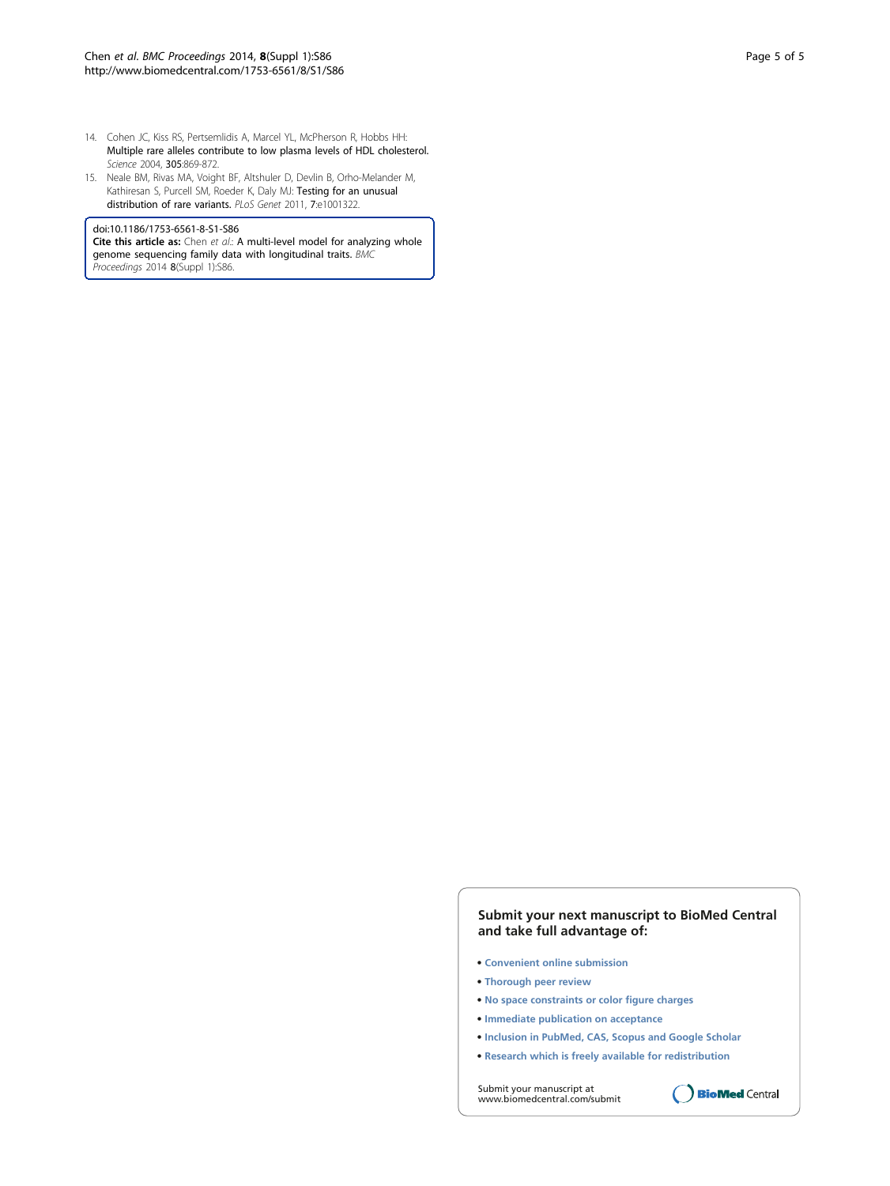14. Cohen JC, Kiss RS, Pertsemlidis A, Marcel YL, McPherson R, Hobbs HH: **Multiple rare alleles contribute to low plasma levels of HDL cholesterol.** *Science* 2004, **305**:869-872.
15. Neale BM, Rivas MA, Voight BF, Altshuler D, Devlin B, Orho-Melander M, Kathiresan S, Purcell SM, Roeder K, Daly MJ: **Testing for an unusual distribution of rare variants.** *PLoS Genet* 2011, **7**:e1001322.

doi:10.1186/1753-6561-8-S1-S86
**Cite this article as:** Chen *et al.*: A multi-level model for analyzing whole genome sequencing family data with longitudinal traits. *BMC Proceedings* 2014 **8**(Suppl 1):S86.

**Submit your next manuscript to BioMed Central and take full advantage of:**

- **Convenient online submission**
- **Thorough peer review**
- **No space constraints or color figure charges**
- **Immediate publication on acceptance**
- **Inclusion in PubMed, CAS, Scopus and Google Scholar**
- **Research which is freely available for redistribution**

Submit your manuscript at
www.biomedcentral.com/submit

BioMed Central